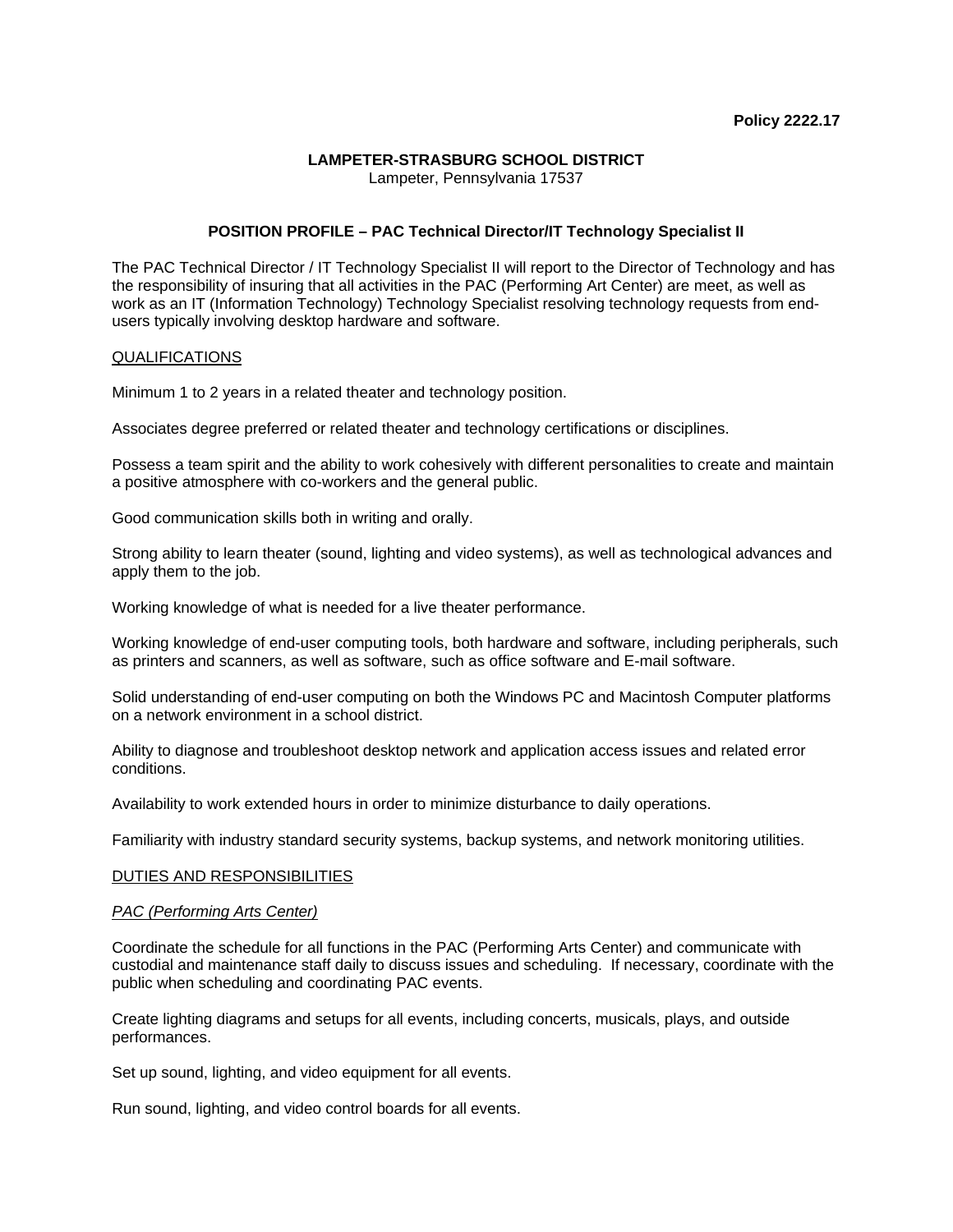**Policy 2222.17**

**LAMPETER-STRASBURG SCHOOL DISTRICT**
Lampeter, Pennsylvania 17537

## POSITION PROFILE – PAC Technical Director/IT Technology Specialist II

The PAC Technical Director / IT Technology Specialist II will report to the Director of Technology and has the responsibility of insuring that all activities in the PAC (Performing Art Center) are meet, as well as work as an IT (Information Technology) Technology Specialist resolving technology requests from end-users typically involving desktop hardware and software.

<u>QUALIFICATIONS</u>

Minimum 1 to 2 years in a related theater and technology position.

Associates degree preferred or related theater and technology certifications or disciplines.

Possess a team spirit and the ability to work cohesively with different personalities to create and maintain a positive atmosphere with co-workers and the general public.

Good communication skills both in writing and orally.

Strong ability to learn theater (sound, lighting and video systems), as well as technological advances and apply them to the job.

Working knowledge of what is needed for a live theater performance.

Working knowledge of end-user computing tools, both hardware and software, including peripherals, such as printers and scanners, as well as software, such as office software and E-mail software.

Solid understanding of end-user computing on both the Windows PC and Macintosh Computer platforms on a network environment in a school district.

Ability to diagnose and troubleshoot desktop network and application access issues and related error conditions.

Availability to work extended hours in order to minimize disturbance to daily operations.

Familiarity with industry standard security systems, backup systems, and network monitoring utilities.

<u>DUTIES AND RESPONSIBILITIES</u>

*<u>PAC (Performing Arts Center)</u>*

Coordinate the schedule for all functions in the PAC (Performing Arts Center) and communicate with custodial and maintenance staff daily to discuss issues and scheduling. If necessary, coordinate with the public when scheduling and coordinating PAC events.

Create lighting diagrams and setups for all events, including concerts, musicals, plays, and outside performances.

Set up sound, lighting, and video equipment for all events.

Run sound, lighting, and video control boards for all events.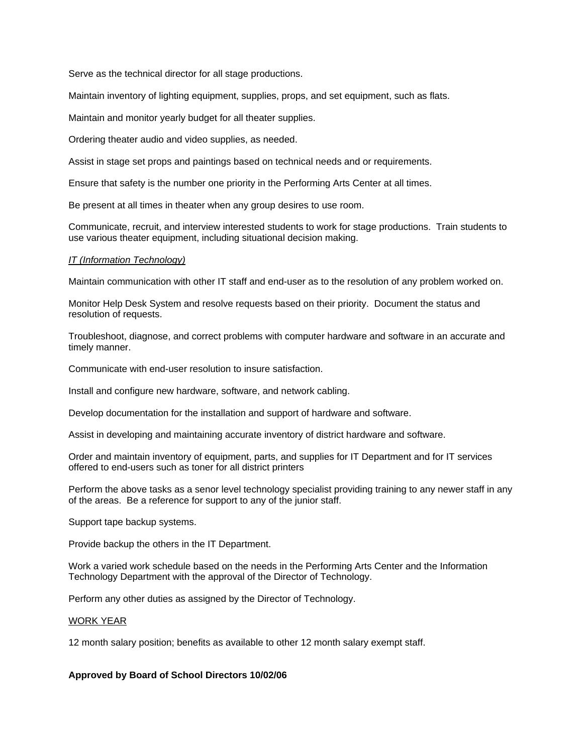Serve as the technical director for all stage productions.

Maintain inventory of lighting equipment, supplies, props, and set equipment, such as flats.

Maintain and monitor yearly budget for all theater supplies.

Ordering theater audio and video supplies, as needed.

Assist in stage set props and paintings based on technical needs and or requirements.

Ensure that safety is the number one priority in the Performing Arts Center at all times.

Be present at all times in theater when any group desires to use room.

Communicate, recruit, and interview interested students to work for stage productions. Train students to use various theater equipment, including situational decision making.

*IT (Information Technology)*

Maintain communication with other IT staff and end-user as to the resolution of any problem worked on.

Monitor Help Desk System and resolve requests based on their priority. Document the status and resolution of requests.

Troubleshoot, diagnose, and correct problems with computer hardware and software in an accurate and timely manner.

Communicate with end-user resolution to insure satisfaction.

Install and configure new hardware, software, and network cabling.

Develop documentation for the installation and support of hardware and software.

Assist in developing and maintaining accurate inventory of district hardware and software.

Order and maintain inventory of equipment, parts, and supplies for IT Department and for IT services offered to end-users such as toner for all district printers

Perform the above tasks as a senor level technology specialist providing training to any newer staff in any of the areas. Be a reference for support to any of the junior staff.

Support tape backup systems.

Provide backup the others in the IT Department.

Work a varied work schedule based on the needs in the Performing Arts Center and the Information Technology Department with the approval of the Director of Technology.

Perform any other duties as assigned by the Director of Technology.

WORK YEAR

12 month salary position; benefits as available to other 12 month salary exempt staff.

**Approved by Board of School Directors 10/02/06**